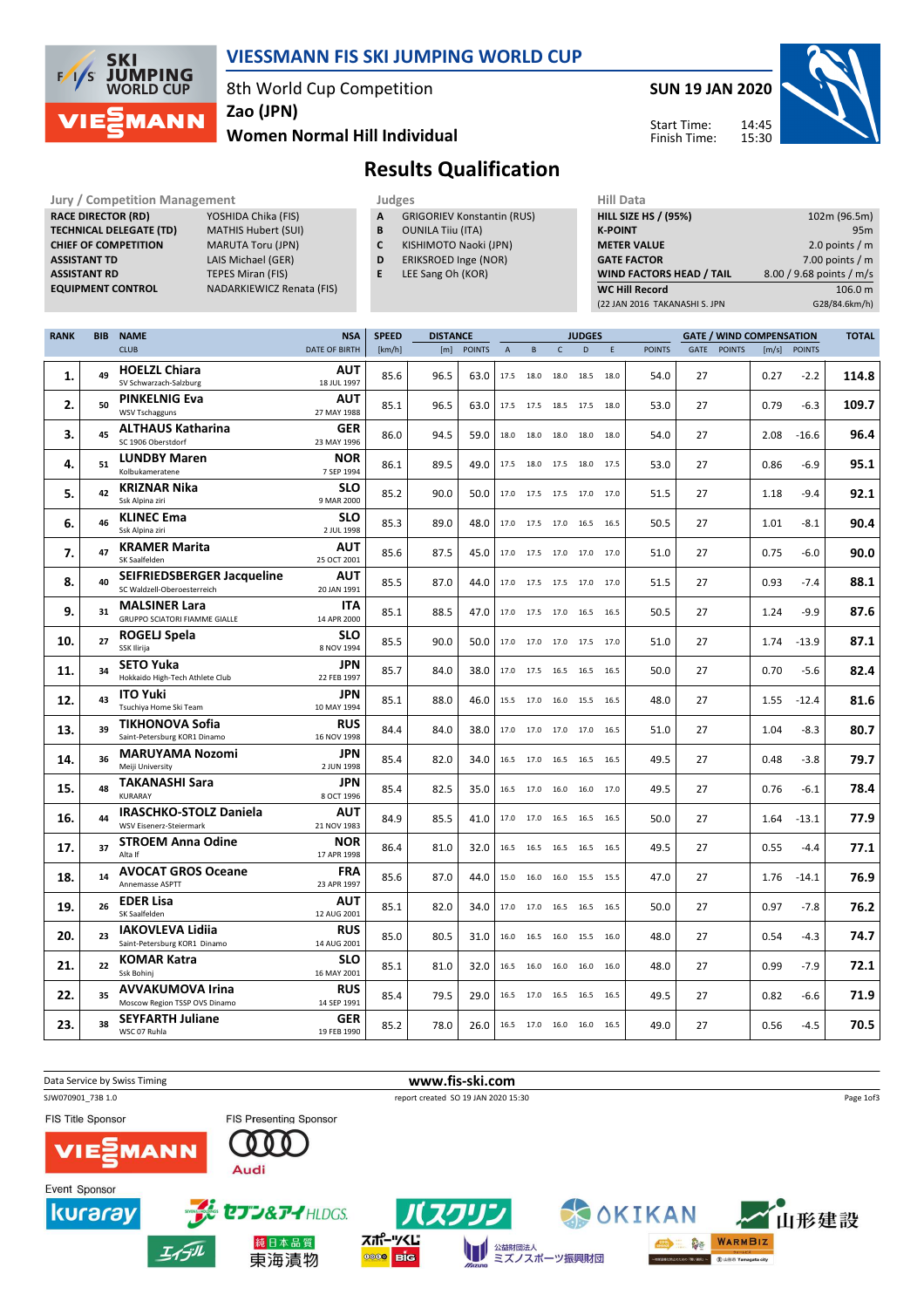# VIESSMANN FIS SKI JUMPING WORLD CUP

8th World Cup Competition
Zao (JPN)
Women Normal Hill Individual

**SUN 19 JAN 2020**

Start Time: 14:45
Finish Time: 15:30

## Results Qualification

| Jury / Competition Management | |
|---|---|
| RACE DIRECTOR (RD) | YOSHIDA Chika (FIS) |
| TECHNICAL DELEGATE (TD) | MATHIS Hubert (SUI) |
| CHIEF OF COMPETITION | MARUTA Toru (JPN) |
| ASSISTANT TD | LAIS Michael (GER) |
| ASSISTANT RD | TEPES Miran (FIS) |
| EQUIPMENT CONTROL | NADARKIEWICZ Renata (FIS) |

| Judges | |
|---|---|
| A | GRIGORIEV Konstantin (RUS) |
| B | OUNILA Tiiu (ITA) |
| C | KISHIMOTO Naoki (JPN) |
| D | ERIKSROED Inge (NOR) |
| E | LEE Sang Oh (KOR) |

| Hill Data | |
|---|---|
| HILL SIZE HS / (95%) | 102m (96.5m) |
| K-POINT | 95m |
| METER VALUE | 2.0 points / m |
| GATE FACTOR | 7.00 points / m |
| WIND FACTORS HEAD / TAIL | 8.00 / 9.68 points / m/s |
| WC Hill Record | 106.0 m |
| (22 JAN 2016 TAKANASHI S. JPN | G28/84.6km/h) |

| RANK | BIB | NAME / CLUB | NSA / DATE OF BIRTH | SPEED [km/h] | DISTANCE [m] | DISTANCE POINTS | A | B | C | D | E | JUDGES POINTS | GATE | GATE POINTS | WIND [m/s] | WIND POINTS | TOTAL |
|---|---|---|---|---|---|---|---|---|---|---|---|---|---|---|---|---|---|
| 1. | 49 | HOELZL Chiara / SV Schwarzach-Salzburg | AUT / 18 JUL 1997 | 85.6 | 96.5 | 63.0 | 17.5 | 18.0 | 18.0 | 18.5 | 18.0 | 54.0 | 27 | | 0.27 | -2.2 | 114.8 |
| 2. | 50 | PINKELNIG Eva / WSV Tschagguns | AUT / 27 MAY 1988 | 85.1 | 96.5 | 63.0 | 17.5 | 17.5 | 18.5 | 17.5 | 18.0 | 53.0 | 27 | | 0.79 | -6.3 | 109.7 |
| 3. | 45 | ALTHAUS Katharina / SC 1906 Oberstdorf | GER / 23 MAY 1996 | 86.0 | 94.5 | 59.0 | 18.0 | 18.0 | 18.0 | 18.0 | 18.0 | 54.0 | 27 | | 2.08 | -16.6 | 96.4 |
| 4. | 51 | LUNDBY Maren / Kolbukameratene | NOR / 7 SEP 1994 | 86.1 | 89.5 | 49.0 | 17.5 | 18.0 | 17.5 | 18.0 | 17.5 | 53.0 | 27 | | 0.86 | -6.9 | 95.1 |
| 5. | 42 | KRIZNAR Nika / Ssk Alpina ziri | SLO / 9 MAR 2000 | 85.2 | 90.0 | 50.0 | 17.0 | 17.5 | 17.5 | 17.0 | 17.0 | 51.5 | 27 | | 1.18 | -9.4 | 92.1 |
| 6. | 46 | KLINEC Ema / Ssk Alpina ziri | SLO / 2 JUL 1998 | 85.3 | 89.0 | 48.0 | 17.0 | 17.5 | 17.0 | 16.5 | 16.5 | 50.5 | 27 | | 1.01 | -8.1 | 90.4 |
| 7. | 47 | KRAMER Marita / SK Saalfelden | AUT / 25 OCT 2001 | 85.6 | 87.5 | 45.0 | 17.0 | 17.5 | 17.0 | 17.0 | 17.0 | 51.0 | 27 | | 0.75 | -6.0 | 90.0 |
| 8. | 40 | SEIFRIEDSBERGER Jacqueline / SC Waldzell-Oberoesterreich | AUT / 20 JAN 1991 | 85.5 | 87.0 | 44.0 | 17.0 | 17.5 | 17.5 | 17.0 | 17.0 | 51.5 | 27 | | 0.93 | -7.4 | 88.1 |
| 9. | 31 | MALSINER Lara / GRUPPO SCIATORI FIAMME GIALLE | ITA / 14 APR 2000 | 85.1 | 88.5 | 47.0 | 17.0 | 17.5 | 17.0 | 16.5 | 16.5 | 50.5 | 27 | | 1.24 | -9.9 | 87.6 |
| 10. | 27 | ROGELJ Spela / SSK Ilirija | SLO / 8 NOV 1994 | 85.5 | 90.0 | 50.0 | 17.0 | 17.0 | 17.0 | 17.5 | 17.0 | 51.0 | 27 | | 1.74 | -13.9 | 87.1 |
| 11. | 34 | SETO Yuka / Hokkaido High-Tech Athlete Club | JPN / 22 FEB 1997 | 85.7 | 84.0 | 38.0 | 17.0 | 17.5 | 16.5 | 16.5 | 16.5 | 50.0 | 27 | | 0.70 | -5.6 | 82.4 |
| 12. | 43 | ITO Yuki / Tsuchiya Home Ski Team | JPN / 10 MAY 1994 | 85.1 | 88.0 | 46.0 | 15.5 | 17.0 | 16.0 | 15.5 | 16.5 | 48.0 | 27 | | 1.55 | -12.4 | 81.6 |
| 13. | 39 | TIKHONOVA Sofia / Saint-Petersburg KOR1 Dinamo | RUS / 16 NOV 1998 | 84.4 | 84.0 | 38.0 | 17.0 | 17.0 | 17.0 | 17.0 | 16.5 | 51.0 | 27 | | 1.04 | -8.3 | 80.7 |
| 14. | 36 | MARUYAMA Nozomi / Meiji University | JPN / 2 JUN 1998 | 85.4 | 82.0 | 34.0 | 16.5 | 17.0 | 16.5 | 16.5 | 16.5 | 49.5 | 27 | | 0.48 | -3.8 | 79.7 |
| 15. | 48 | TAKANASHI Sara / KURARAY | JPN / 8 OCT 1996 | 85.4 | 82.5 | 35.0 | 16.5 | 17.0 | 16.0 | 16.0 | 17.0 | 49.5 | 27 | | 0.76 | -6.1 | 78.4 |
| 16. | 44 | IRASCHKO-STOLZ Daniela / WSV Eisenerz-Steiermark | AUT / 21 NOV 1983 | 84.9 | 85.5 | 41.0 | 17.0 | 17.0 | 16.5 | 16.5 | 16.5 | 50.0 | 27 | | 1.64 | -13.1 | 77.9 |
| 17. | 37 | STROEM Anna Odine / Alta If | NOR / 17 APR 1998 | 86.4 | 81.0 | 32.0 | 16.5 | 16.5 | 16.5 | 16.5 | 16.5 | 49.5 | 27 | | 0.55 | -4.4 | 77.1 |
| 18. | 14 | AVOCAT GROS Oceane / Annemasse ASPTT | FRA / 23 APR 1997 | 85.6 | 87.0 | 44.0 | 15.0 | 16.0 | 16.0 | 15.5 | 15.5 | 47.0 | 27 | | 1.76 | -14.1 | 76.9 |
| 19. | 26 | EDER Lisa / SK Saalfelden | AUT / 12 AUG 2001 | 85.1 | 82.0 | 34.0 | 17.0 | 17.0 | 16.5 | 16.5 | 16.5 | 50.0 | 27 | | 0.97 | -7.8 | 76.2 |
| 20. | 23 | IAKOVLEVA Lidiia / Saint-Petersburg KOR1 Dinamo | RUS / 14 AUG 2001 | 85.0 | 80.5 | 31.0 | 16.0 | 16.5 | 16.0 | 15.5 | 16.0 | 48.0 | 27 | | 0.54 | -4.3 | 74.7 |
| 21. | 22 | KOMAR Katra / Ssk Bohinj | SLO / 16 MAY 2001 | 85.1 | 81.0 | 32.0 | 16.5 | 16.0 | 16.0 | 16.0 | 16.0 | 48.0 | 27 | | 0.99 | -7.9 | 72.1 |
| 22. | 35 | AVVAKUMOVA Irina / Moscow Region TSSP OVS Dinamo | RUS / 14 SEP 1991 | 85.4 | 79.5 | 29.0 | 16.5 | 17.0 | 16.5 | 16.5 | 16.5 | 49.5 | 27 | | 0.82 | -6.6 | 71.9 |
| 23. | 38 | SEYFARTH Juliane / WSC 07 Ruhla | GER / 19 FEB 1990 | 85.2 | 78.0 | 26.0 | 16.5 | 17.0 | 16.0 | 16.0 | 16.5 | 49.0 | 27 | | 0.56 | -4.5 | 70.5 |

Data Service by Swiss Timing
www.fis-ski.com
SJW070901_73B 1.0
report created SO 19 JAN 2020 15:30

FIS Title Sponsor: VIESSMANN
FIS Presenting Sponsor: Audi
Event Sponsor: kuraray, セブン&アイHLDGS., バスクリン, OKIKAN, 山形建設, エイジル, 純日本品質 東海漬物, スポーツくじ BIG, 公益財団法人 ミズノスポーツ振興財団, WARMBIZ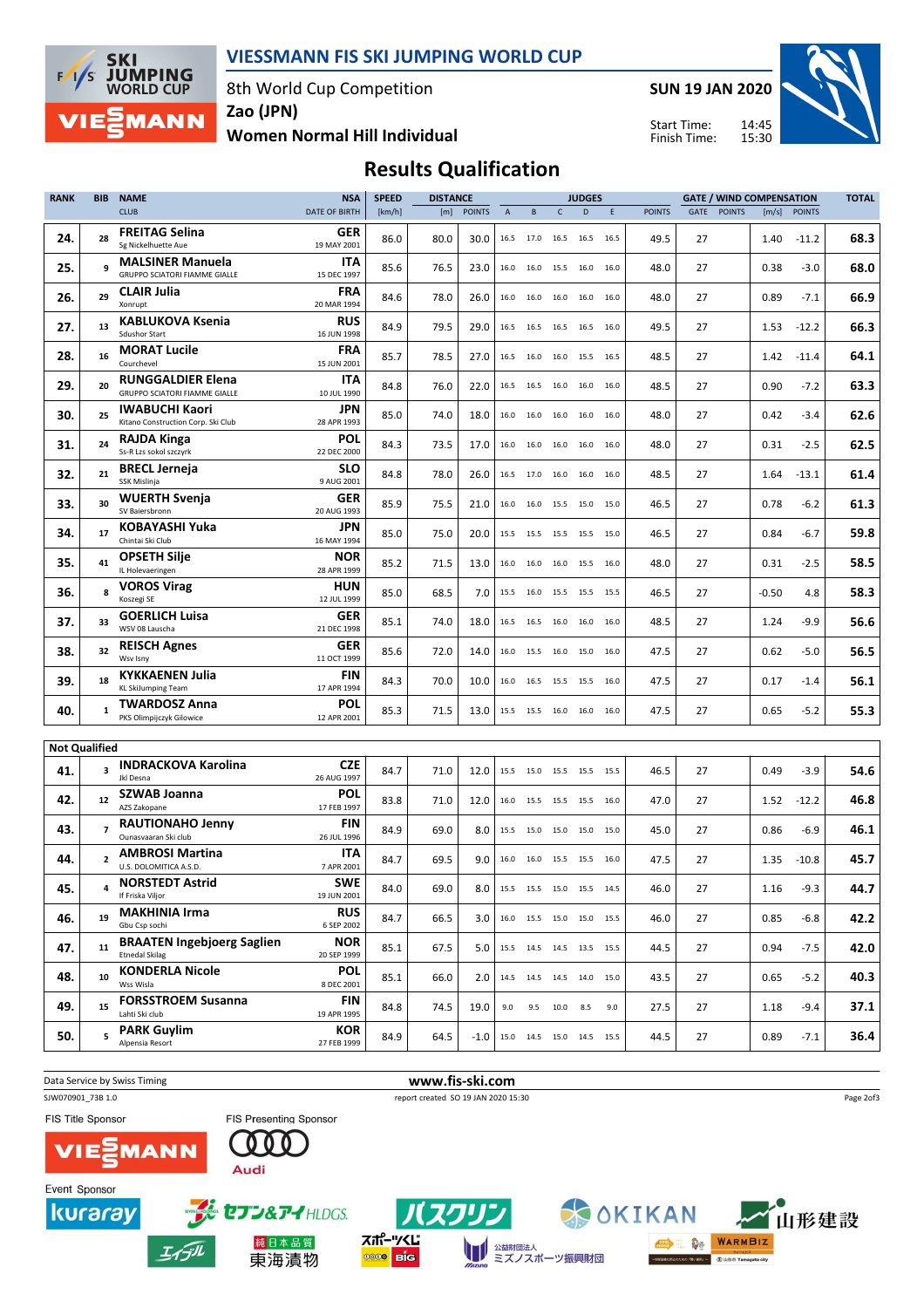# VIESSMANN FIS SKI JUMPING WORLD CUP

8th World Cup Competition
Zao (JPN)
Women Normal Hill Individual

SUN 19 JAN 2020
Start Time: 14:45
Finish Time: 15:30

## Results Qualification

| RANK | BIB | NAME / CLUB | NSA / DATE OF BIRTH | SPEED [km/h] | DISTANCE [m] | DISTANCE POINTS | A | B | C | D | E | JUDGES POINTS | GATE | GATE POINTS | WIND [m/s] | WIND POINTS | TOTAL |
|---|---|---|---|---|---|---|---|---|---|---|---|---|---|---|---|---|---|
| 24. | 28 | FREITAG Selina / Sg Nickelhuette Aue | GER / 19 MAY 2001 | 86.0 | 80.0 | 30.0 | 16.5 | 17.0 | 16.5 | 16.5 | 16.5 | 49.5 | 27 | | 1.40 | -11.2 | 68.3 |
| 25. | 9 | MALSINER Manuela / GRUPPO SCIATORI FIAMME GIALLE | ITA / 15 DEC 1997 | 85.6 | 76.5 | 23.0 | 16.0 | 16.0 | 15.5 | 16.0 | 16.0 | 48.0 | 27 | | 0.38 | -3.0 | 68.0 |
| 26. | 29 | CLAIR Julia / Xonrupt | FRA / 20 MAR 1994 | 84.6 | 78.0 | 26.0 | 16.0 | 16.0 | 16.0 | 16.0 | 16.0 | 48.0 | 27 | | 0.89 | -7.1 | 66.9 |
| 27. | 13 | KABLUKOVA Ksenia / Sdushor Start | RUS / 16 JUN 1998 | 84.9 | 79.5 | 29.0 | 16.5 | 16.5 | 16.5 | 16.5 | 16.0 | 49.5 | 27 | | 1.53 | -12.2 | 66.3 |
| 28. | 16 | MORAT Lucile / Courchevel | FRA / 15 JUN 2001 | 85.7 | 78.5 | 27.0 | 16.5 | 16.0 | 16.0 | 15.5 | 16.5 | 48.5 | 27 | | 1.42 | -11.4 | 64.1 |
| 29. | 20 | RUNGGALDIER Elena / GRUPPO SCIATORI FIAMME GIALLE | ITA / 10 JUL 1990 | 84.8 | 76.0 | 22.0 | 16.5 | 16.5 | 16.0 | 16.0 | 16.0 | 48.5 | 27 | | 0.90 | -7.2 | 63.3 |
| 30. | 25 | IWABUCHI Kaori / Kitano Construction Corp. Ski Club | JPN / 28 APR 1993 | 85.0 | 74.0 | 18.0 | 16.0 | 16.0 | 16.0 | 16.0 | 16.0 | 48.0 | 27 | | 0.42 | -3.4 | 62.6 |
| 31. | 24 | RAJDA Kinga / Ss-R Lzs sokol szczyrk | POL / 22 DEC 2000 | 84.3 | 73.5 | 17.0 | 16.0 | 16.0 | 16.0 | 16.0 | 16.0 | 48.0 | 27 | | 0.31 | -2.5 | 62.5 |
| 32. | 21 | BRECL Jerneja / SSK Mislinja | SLO / 9 AUG 2001 | 84.8 | 78.0 | 26.0 | 16.5 | 17.0 | 16.0 | 16.0 | 16.0 | 48.5 | 27 | | 1.64 | -13.1 | 61.4 |
| 33. | 30 | WUERTH Svenja / SV Baiersbronn | GER / 20 AUG 1993 | 85.9 | 75.5 | 21.0 | 16.0 | 16.0 | 15.5 | 15.0 | 15.0 | 46.5 | 27 | | 0.78 | -6.2 | 61.3 |
| 34. | 17 | KOBAYASHI Yuka / Chintai Ski Club | JPN / 16 MAY 1994 | 85.0 | 75.0 | 20.0 | 15.5 | 15.5 | 15.5 | 15.5 | 15.0 | 46.5 | 27 | | 0.84 | -6.7 | 59.8 |
| 35. | 41 | OPSETH Silje / IL Holevaeringen | NOR / 28 APR 1999 | 85.2 | 71.5 | 13.0 | 16.0 | 16.0 | 16.0 | 15.5 | 16.0 | 48.0 | 27 | | 0.31 | -2.5 | 58.5 |
| 36. | 8 | VOROS Virag / Koszegi SE | HUN / 12 JUL 1999 | 85.0 | 68.5 | 7.0 | 15.5 | 16.0 | 15.5 | 15.5 | 15.5 | 46.5 | 27 | | -0.50 | 4.8 | 58.3 |
| 37. | 33 | GOERLICH Luisa / WSV 08 Lauscha | GER / 21 DEC 1998 | 85.1 | 74.0 | 18.0 | 16.5 | 16.5 | 16.0 | 16.0 | 16.0 | 48.5 | 27 | | 1.24 | -9.9 | 56.6 |
| 38. | 32 | REISCH Agnes / Wsv Isny | GER / 11 OCT 1999 | 85.6 | 72.0 | 14.0 | 16.0 | 15.5 | 16.0 | 15.0 | 16.0 | 47.5 | 27 | | 0.62 | -5.0 | 56.5 |
| 39. | 18 | KYKKAENEN Julia / KL SkiJumping Team | FIN / 17 APR 1994 | 84.3 | 70.0 | 10.0 | 16.0 | 16.5 | 15.5 | 15.5 | 16.0 | 47.5 | 27 | | 0.17 | -1.4 | 56.1 |
| 40. | 1 | TWARDOSZ Anna / PKS Olimpijczyk Gilowice | POL / 12 APR 2001 | 85.3 | 71.5 | 13.0 | 15.5 | 15.5 | 16.0 | 16.0 | 16.0 | 47.5 | 27 | | 0.65 | -5.2 | 55.3 |

### Not Qualified

| RANK | BIB | NAME / CLUB | NSA / DATE OF BIRTH | SPEED [km/h] | DISTANCE [m] | DISTANCE POINTS | A | B | C | D | E | JUDGES POINTS | GATE | GATE POINTS | WIND [m/s] | WIND POINTS | TOTAL |
|---|---|---|---|---|---|---|---|---|---|---|---|---|---|---|---|---|---|
| 41. | 3 | INDRACKOVA Karolina / Jkl Desna | CZE / 26 AUG 1997 | 84.7 | 71.0 | 12.0 | 15.5 | 15.0 | 15.5 | 15.5 | 15.5 | 46.5 | 27 | | 0.49 | -3.9 | 54.6 |
| 42. | 12 | SZWAB Joanna / AZS Zakopane | POL / 17 FEB 1997 | 83.8 | 71.0 | 12.0 | 16.0 | 15.5 | 15.5 | 15.5 | 16.0 | 47.0 | 27 | | 1.52 | -12.2 | 46.8 |
| 43. | 7 | RAUTIONAHO Jenny / Ounasvaaran Ski club | FIN / 26 JUL 1996 | 84.9 | 69.0 | 8.0 | 15.5 | 15.0 | 15.0 | 15.0 | 15.0 | 45.0 | 27 | | 0.86 | -6.9 | 46.1 |
| 44. | 2 | AMBROSI Martina / U.S. DOLOMITICA A.S.D. | ITA / 7 APR 2001 | 84.7 | 69.5 | 9.0 | 16.0 | 16.0 | 15.5 | 15.5 | 16.0 | 47.5 | 27 | | 1.35 | -10.8 | 45.7 |
| 45. | 4 | NORSTEDT Astrid / If Friska Viljor | SWE / 19 JUN 2001 | 84.0 | 69.0 | 8.0 | 15.5 | 15.5 | 15.0 | 15.5 | 14.5 | 46.0 | 27 | | 1.16 | -9.3 | 44.7 |
| 46. | 19 | MAKHINIA Irma / Gbu Csp sochi | RUS / 6 SEP 2002 | 84.7 | 66.5 | 3.0 | 16.0 | 15.5 | 15.0 | 15.0 | 15.5 | 46.0 | 27 | | 0.85 | -6.8 | 42.2 |
| 47. | 11 | BRAATEN Ingebjoerg Saglien / Etnedal Skilag | NOR / 20 SEP 1999 | 85.1 | 67.5 | 5.0 | 15.5 | 14.5 | 14.5 | 13.5 | 15.5 | 44.5 | 27 | | 0.94 | -7.5 | 42.0 |
| 48. | 10 | KONDERLA Nicole / Wss Wisla | POL / 8 DEC 2001 | 85.1 | 66.0 | 2.0 | 14.5 | 14.5 | 14.5 | 14.0 | 15.0 | 43.5 | 27 | | 0.65 | -5.2 | 40.3 |
| 49. | 15 | FORSSTROEM Susanna / Lahti Ski club | FIN / 19 APR 1995 | 84.8 | 74.5 | 19.0 | 9.0 | 9.5 | 10.0 | 8.5 | 9.0 | 27.5 | 27 | | 1.18 | -9.4 | 37.1 |
| 50. | 5 | PARK Guylim / Alpensia Resort | KOR / 27 FEB 1999 | 84.9 | 64.5 | -1.0 | 15.0 | 14.5 | 15.0 | 14.5 | 15.5 | 44.5 | 27 | | 0.89 | -7.1 | 36.4 |

Data Service by Swiss Timing | www.fis-ski.com
SJW070901_73B 1.0 | report created SO 19 JAN 2020 15:30

FIS Title Sponsor: VIESSMANN
FIS Presenting Sponsor: Audi
Event Sponsor: kuraray, セブン&アイHLDGS., バスクリン, OKIKAN, 山形建設, エイブル, 純日本品質 東海漬物, スポーツくじ BIG, 公益財団法人 ミズノスポーツ振興財団, WARMBIZ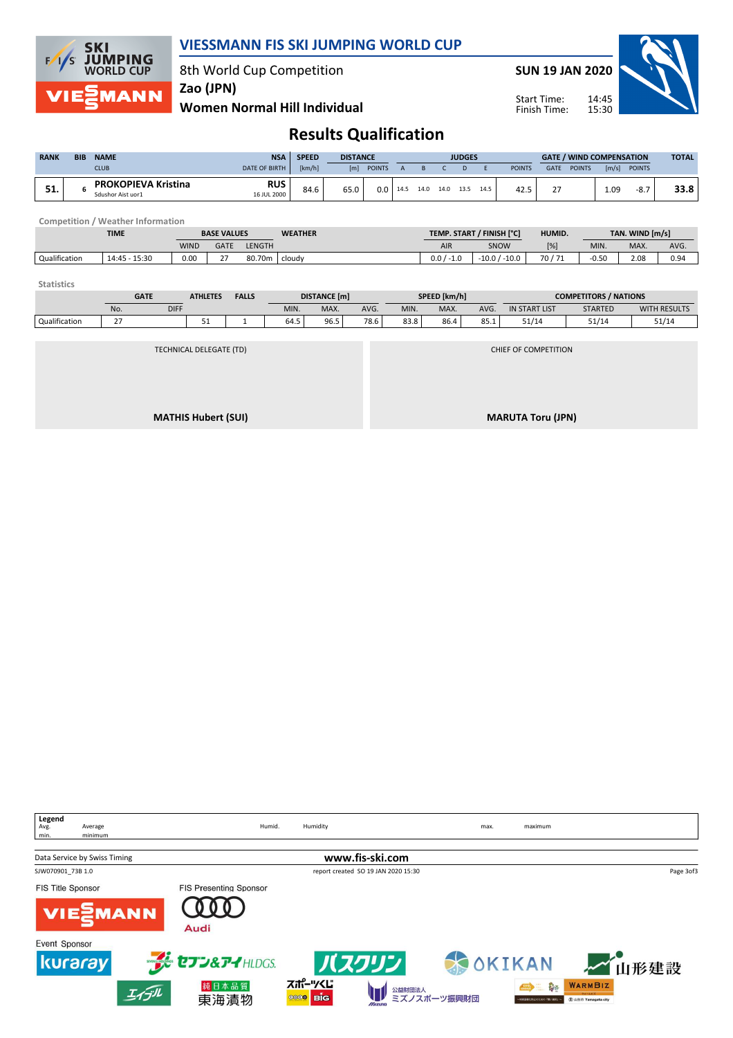# VIESSMANN FIS SKI JUMPING WORLD CUP

8th World Cup Competition
**Zao (JPN)**
**Women Normal Hill Individual**

**SUN 19 JAN 2020**

Start Time: 14:45
Finish Time: 15:30

## Results Qualification

| RANK | BIB | NAME / CLUB | NSA / DATE OF BIRTH | SPEED [km/h] | DISTANCE [m] | DISTANCE POINTS | JUDGES A | B | C | D | E | JUDGES POINTS | GATE | GATE POINTS | WIND [m/s] | WIND POINTS | TOTAL |
|---|---|---|---|---|---|---|---|---|---|---|---|---|---|---|---|---|---|
| 51. | 6 | **PROKOPIEVA Kristina** Sdushor Aist uor1 | **RUS** 16 JUL 2000 | 84.6 | 65.0 | 0.0 | 14.5 | 14.0 | 14.0 | 13.5 | 14.5 | 42.5 | 27 | | 1.09 | -8.7 | **33.8** |

### Competition / Weather Information

| | TIME | BASE VALUES WIND | GATE | LENGTH | WEATHER | TEMP. START / FINISH [°C] AIR | SNOW | HUMID. [%] | TAN. WIND [m/s] MIN. | MAX. | AVG. |
|---|---|---|---|---|---|---|---|---|---|---|---|
| Qualification | 14:45 - 15:30 | 0.00 | 27 | 80.70m | cloudy | 0.0 / -1.0 | -10.0 / -10.0 | 70 / 71 | -0.50 | 2.08 | 0.94 |

### Statistics

| | GATE No. | GATE DIFF | ATHLETES | FALLS | DISTANCE [m] MIN. | MAX. | AVG. | SPEED [km/h] MIN. | MAX. | AVG. | COMPETITORS / NATIONS IN START LIST | STARTED | WITH RESULTS |
|---|---|---|---|---|---|---|---|---|---|---|---|---|---|
| Qualification | 27 | | 51 | 1 | 64.5 | 96.5 | 78.6 | 83.8 | 86.4 | 85.1 | 51/14 | 51/14 | 51/14 |

TECHNICAL DELEGATE (TD)
**MATHIS Hubert (SUI)**

CHIEF OF COMPETITION
**MARUTA Toru (JPN)**

**Legend**
Avg. Average
min. minimum
Humid. Humidity
max. maximum

Data Service by Swiss Timing
www.fis-ski.com
SJW070901_73B 1.0
report created SO 19 JAN 2020 15:30

FIS Title Sponsor
FIS Presenting Sponsor
Event Sponsor